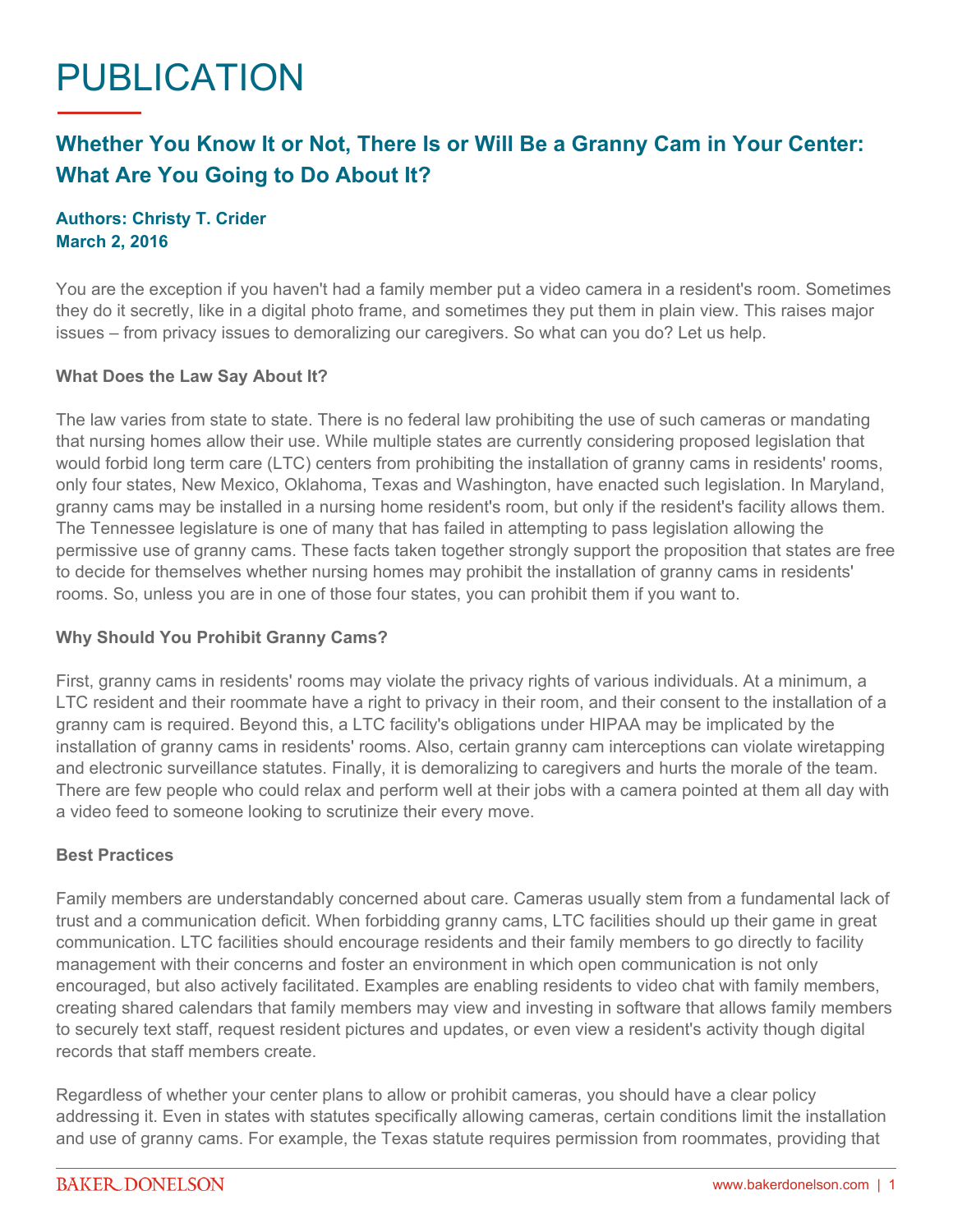# PUBLICATION

## Whether You Know It or Not, There Is or Will Be a Granny Cam in Your Center: What Are You Going to Do About It?

**Authors: Christy T. Crider**
**March 2, 2016**

You are the exception if you haven't had a family member put a video camera in a resident's room. Sometimes they do it secretly, like in a digital photo frame, and sometimes they put them in plain view. This raises major issues – from privacy issues to demoralizing our caregivers. So what can you do? Let us help.

### What Does the Law Say About It?

The law varies from state to state. There is no federal law prohibiting the use of such cameras or mandating that nursing homes allow their use. While multiple states are currently considering proposed legislation that would forbid long term care (LTC) centers from prohibiting the installation of granny cams in residents' rooms, only four states, New Mexico, Oklahoma, Texas and Washington, have enacted such legislation. In Maryland, granny cams may be installed in a nursing home resident's room, but only if the resident's facility allows them. The Tennessee legislature is one of many that has failed in attempting to pass legislation allowing the permissive use of granny cams. These facts taken together strongly support the proposition that states are free to decide for themselves whether nursing homes may prohibit the installation of granny cams in residents' rooms. So, unless you are in one of those four states, you can prohibit them if you want to.

### Why Should You Prohibit Granny Cams?

First, granny cams in residents' rooms may violate the privacy rights of various individuals. At a minimum, a LTC resident and their roommate have a right to privacy in their room, and their consent to the installation of a granny cam is required. Beyond this, a LTC facility's obligations under HIPAA may be implicated by the installation of granny cams in residents' rooms. Also, certain granny cam interceptions can violate wiretapping and electronic surveillance statutes. Finally, it is demoralizing to caregivers and hurts the morale of the team. There are few people who could relax and perform well at their jobs with a camera pointed at them all day with a video feed to someone looking to scrutinize their every move.

### Best Practices

Family members are understandably concerned about care. Cameras usually stem from a fundamental lack of trust and a communication deficit. When forbidding granny cams, LTC facilities should up their game in great communication. LTC facilities should encourage residents and their family members to go directly to facility management with their concerns and foster an environment in which open communication is not only encouraged, but also actively facilitated. Examples are enabling residents to video chat with family members, creating shared calendars that family members may view and investing in software that allows family members to securely text staff, request resident pictures and updates, or even view a resident's activity though digital records that staff members create.

Regardless of whether your center plans to allow or prohibit cameras, you should have a clear policy addressing it. Even in states with statutes specifically allowing cameras, certain conditions limit the installation and use of granny cams. For example, the Texas statute requires permission from roommates, providing that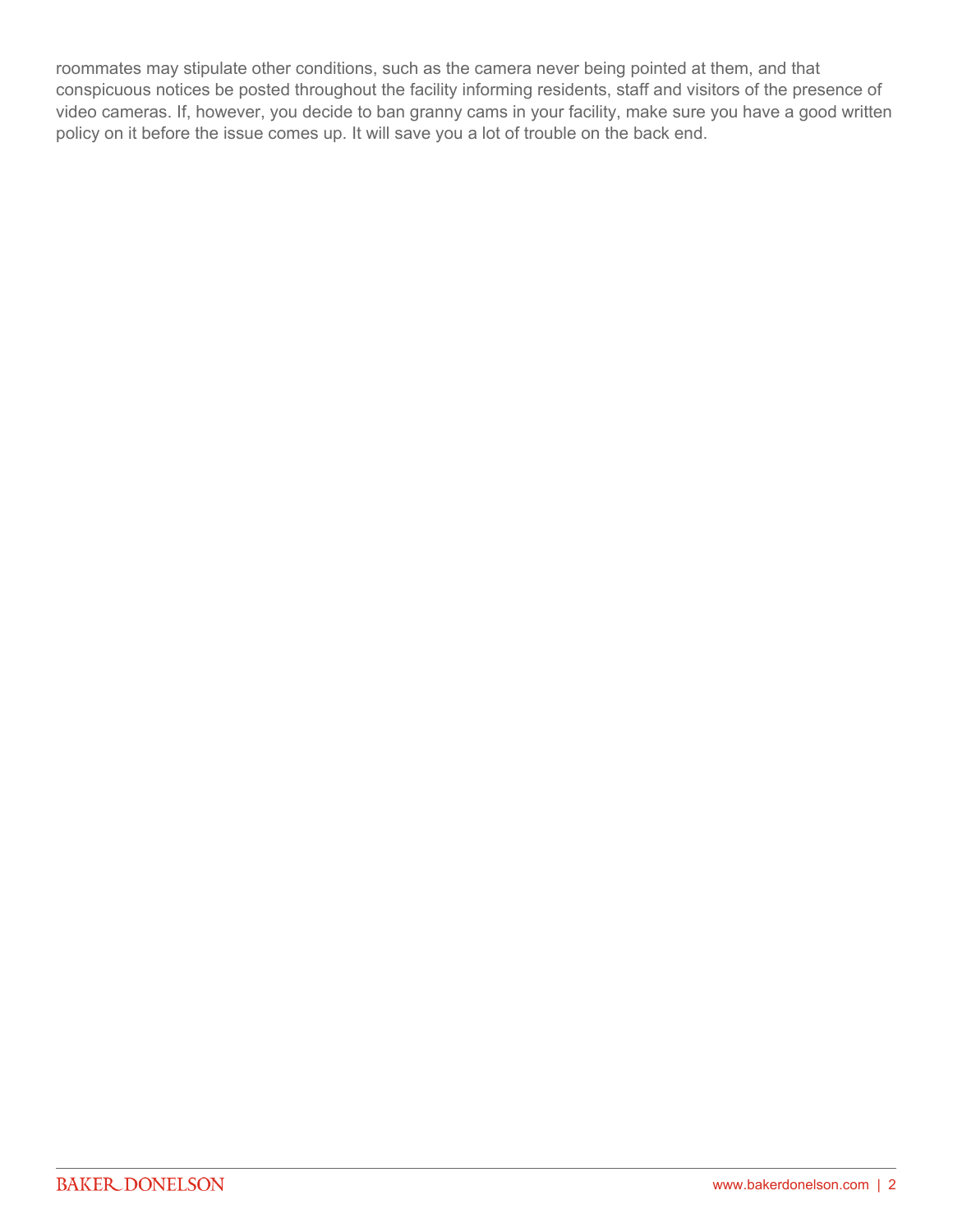roommates may stipulate other conditions, such as the camera never being pointed at them, and that conspicuous notices be posted throughout the facility informing residents, staff and visitors of the presence of video cameras. If, however, you decide to ban granny cams in your facility, make sure you have a good written policy on it before the issue comes up. It will save you a lot of trouble on the back end.